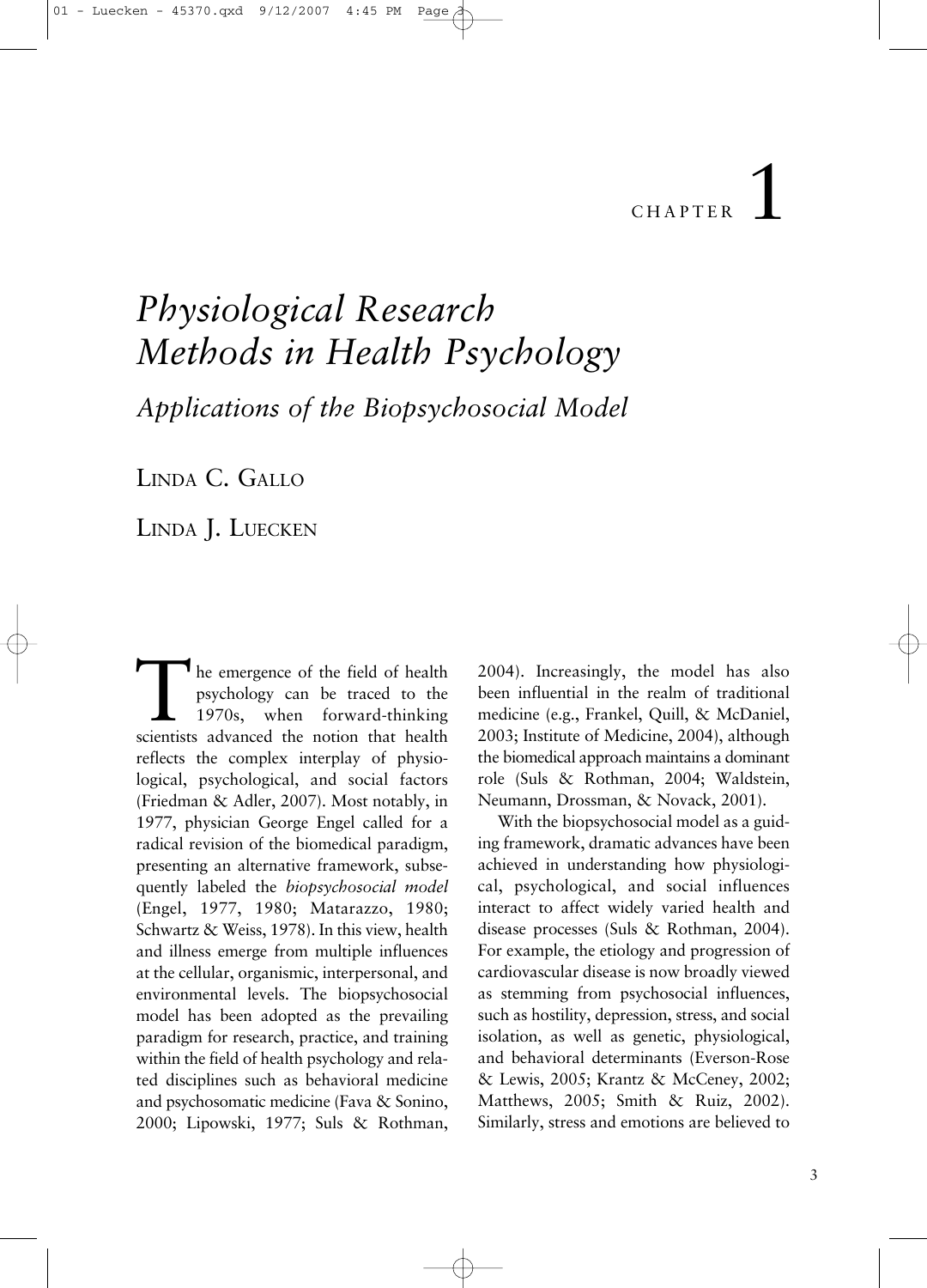CHAPTER 1

# *Physiological Research Methods in Health Psychology*

## *Applications of the Biopsychosocial Model*

LINDA C. GALLO

LINDA J. LUECKEN

The emergence of the field of health psychology can be traced to the 1970s, when forward-thinking scientists advanced the notion that health reflects the complex interplay of physiological, psychological, and social factors (Friedman & Adler, 2007). Most notably, in 1977, physician George Engel called for a radical revision of the biomedical paradigm, presenting an alternative framework, subsequently labeled the *biopsychosocial model* (Engel, 1977, 1980; Matarazzo, 1980; Schwartz & Weiss, 1978). In this view, health and illness emerge from multiple influences at the cellular, organismic, interpersonal, and environmental levels. The biopsychosocial model has been adopted as the prevailing paradigm for research, practice, and training within the field of health psychology and related disciplines such as behavioral medicine and psychosomatic medicine (Fava & Sonino, 2000; Lipowski, 1977; Suls & Rothman, 2004). Increasingly, the model has also been influential in the realm of traditional medicine (e.g., Frankel, Quill, & McDaniel, 2003; Institute of Medicine, 2004), although the biomedical approach maintains a dominant role (Suls & Rothman, 2004; Waldstein, Neumann, Drossman, & Novack, 2001).

With the biopsychosocial model as a guiding framework, dramatic advances have been achieved in understanding how physiological, psychological, and social influences interact to affect widely varied health and disease processes (Suls & Rothman, 2004). For example, the etiology and progression of cardiovascular disease is now broadly viewed as stemming from psychosocial influences, such as hostility, depression, stress, and social isolation, as well as genetic, physiological, and behavioral determinants (Everson-Rose & Lewis, 2005; Krantz & McCeney, 2002; Matthews, 2005; Smith & Ruiz, 2002). Similarly, stress and emotions are believed to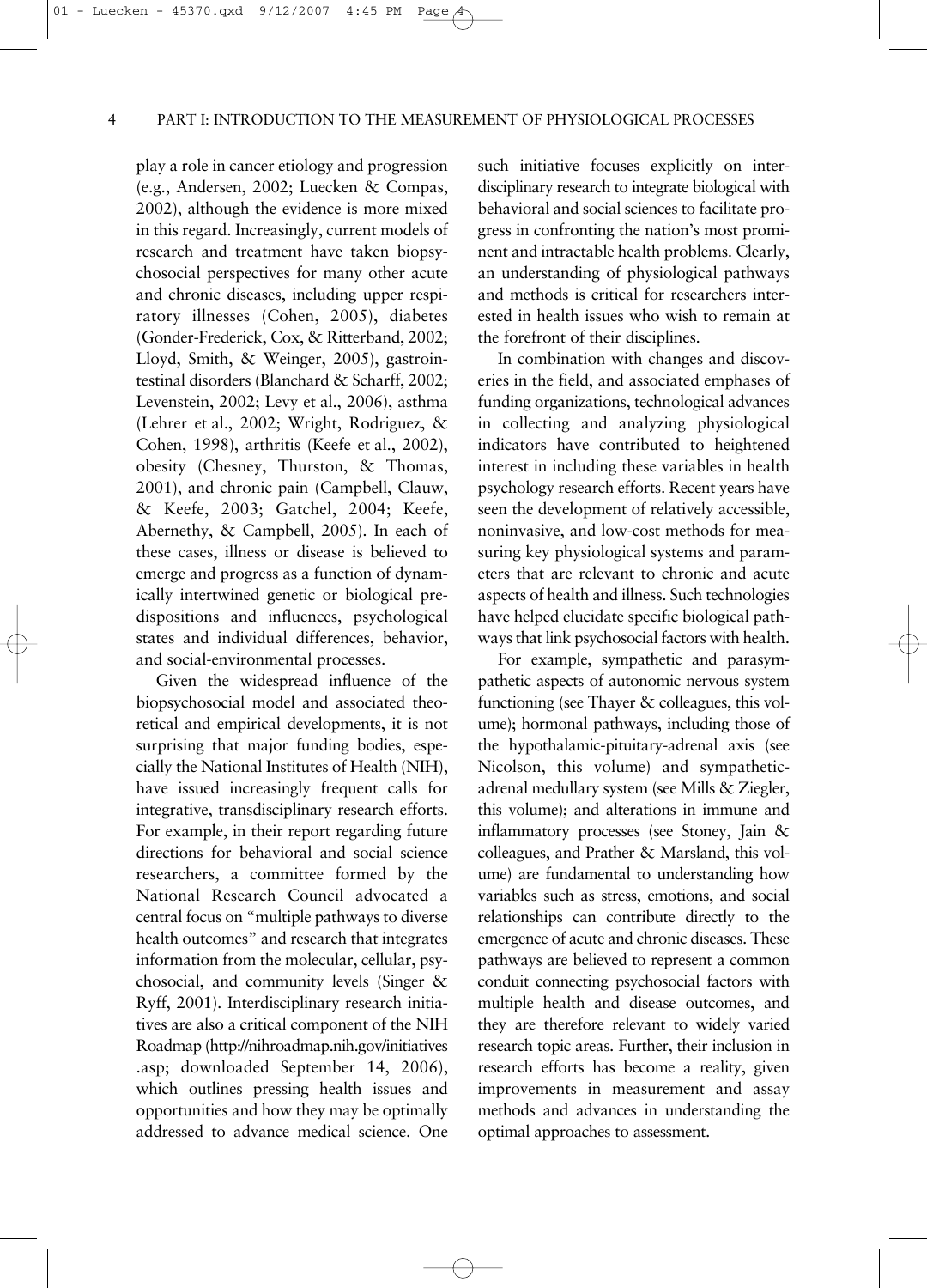play a role in cancer etiology and progression (e.g., Andersen, 2002; Luecken & Compas, 2002), although the evidence is more mixed in this regard. Increasingly, current models of research and treatment have taken biopsychosocial perspectives for many other acute and chronic diseases, including upper respiratory illnesses (Cohen, 2005), diabetes (Gonder-Frederick, Cox, & Ritterband, 2002; Lloyd, Smith, & Weinger, 2005), gastrointestinal disorders (Blanchard & Scharff, 2002; Levenstein, 2002; Levy et al., 2006), asthma (Lehrer et al., 2002; Wright, Rodriguez, & Cohen, 1998), arthritis (Keefe et al., 2002), obesity (Chesney, Thurston, & Thomas, 2001), and chronic pain (Campbell, Clauw, & Keefe, 2003; Gatchel, 2004; Keefe, Abernethy, & Campbell, 2005). In each of these cases, illness or disease is believed to emerge and progress as a function of dynamically intertwined genetic or biological predispositions and influences, psychological states and individual differences, behavior, and social-environmental processes.

Given the widespread influence of the biopsychosocial model and associated theoretical and empirical developments, it is not surprising that major funding bodies, especially the National Institutes of Health (NIH), have issued increasingly frequent calls for integrative, transdisciplinary research efforts. For example, in their report regarding future directions for behavioral and social science researchers, a committee formed by the National Research Council advocated a central focus on "multiple pathways to diverse health outcomes" and research that integrates information from the molecular, cellular, psychosocial, and community levels (Singer & Ryff, 2001). Interdisciplinary research initiatives are also a critical component of the NIH Roadmap (http://nihroadmap.nih.gov/initiatives.asp; downloaded September 14, 2006), which outlines pressing health issues and opportunities and how they may be optimally addressed to advance medical science. One such initiative focuses explicitly on interdisciplinary research to integrate biological with behavioral and social sciences to facilitate progress in confronting the nation's most prominent and intractable health problems. Clearly, an understanding of physiological pathways and methods is critical for researchers interested in health issues who wish to remain at the forefront of their disciplines.

In combination with changes and discoveries in the field, and associated emphases of funding organizations, technological advances in collecting and analyzing physiological indicators have contributed to heightened interest in including these variables in health psychology research efforts. Recent years have seen the development of relatively accessible, noninvasive, and low-cost methods for measuring key physiological systems and parameters that are relevant to chronic and acute aspects of health and illness. Such technologies have helped elucidate specific biological pathways that link psychosocial factors with health.

For example, sympathetic and parasympathetic aspects of autonomic nervous system functioning (see Thayer & colleagues, this volume); hormonal pathways, including those of the hypothalamic-pituitary-adrenal axis (see Nicolson, this volume) and sympathetic-adrenal medullary system (see Mills & Ziegler, this volume); and alterations in immune and inflammatory processes (see Stoney, Jain & colleagues, and Prather & Marsland, this volume) are fundamental to understanding how variables such as stress, emotions, and social relationships can contribute directly to the emergence of acute and chronic diseases. These pathways are believed to represent a common conduit connecting psychosocial factors with multiple health and disease outcomes, and they are therefore relevant to widely varied research topic areas. Further, their inclusion in research efforts has become a reality, given improvements in measurement and assay methods and advances in understanding the optimal approaches to assessment.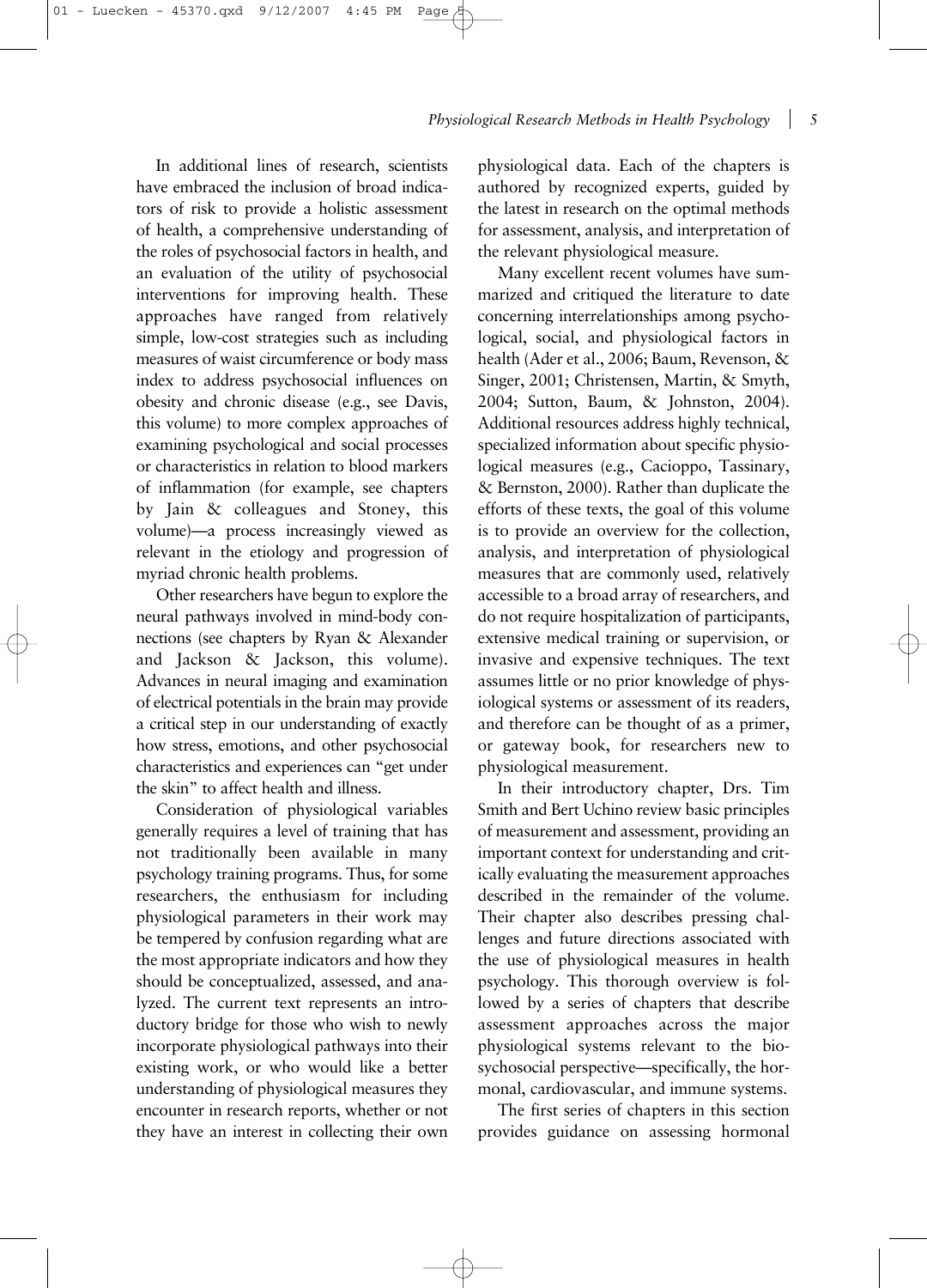In additional lines of research, scientists have embraced the inclusion of broad indicators of risk to provide a holistic assessment of health, a comprehensive understanding of the roles of psychosocial factors in health, and an evaluation of the utility of psychosocial interventions for improving health. These approaches have ranged from relatively simple, low-cost strategies such as including measures of waist circumference or body mass index to address psychosocial influences on obesity and chronic disease (e.g., see Davis, this volume) to more complex approaches of examining psychological and social processes or characteristics in relation to blood markers of inflammation (for example, see chapters by Jain & colleagues and Stoney, this volume)—a process increasingly viewed as relevant in the etiology and progression of myriad chronic health problems.

Other researchers have begun to explore the neural pathways involved in mind-body connections (see chapters by Ryan & Alexander and Jackson & Jackson, this volume). Advances in neural imaging and examination of electrical potentials in the brain may provide a critical step in our understanding of exactly how stress, emotions, and other psychosocial characteristics and experiences can "get under the skin" to affect health and illness.

Consideration of physiological variables generally requires a level of training that has not traditionally been available in many psychology training programs. Thus, for some researchers, the enthusiasm for including physiological parameters in their work may be tempered by confusion regarding what are the most appropriate indicators and how they should be conceptualized, assessed, and analyzed. The current text represents an introductory bridge for those who wish to newly incorporate physiological pathways into their existing work, or who would like a better understanding of physiological measures they encounter in research reports, whether or not they have an interest in collecting their own physiological data. Each of the chapters is authored by recognized experts, guided by the latest in research on the optimal methods for assessment, analysis, and interpretation of the relevant physiological measure.

Many excellent recent volumes have summarized and critiqued the literature to date concerning interrelationships among psychological, social, and physiological factors in health (Ader et al., 2006; Baum, Revenson, & Singer, 2001; Christensen, Martin, & Smyth, 2004; Sutton, Baum, & Johnston, 2004). Additional resources address highly technical, specialized information about specific physiological measures (e.g., Cacioppo, Tassinary, & Bernston, 2000). Rather than duplicate the efforts of these texts, the goal of this volume is to provide an overview for the collection, analysis, and interpretation of physiological measures that are commonly used, relatively accessible to a broad array of researchers, and do not require hospitalization of participants, extensive medical training or supervision, or invasive and expensive techniques. The text assumes little or no prior knowledge of physiological systems or assessment of its readers, and therefore can be thought of as a primer, or gateway book, for researchers new to physiological measurement.

In their introductory chapter, Drs. Tim Smith and Bert Uchino review basic principles of measurement and assessment, providing an important context for understanding and critically evaluating the measurement approaches described in the remainder of the volume. Their chapter also describes pressing challenges and future directions associated with the use of physiological measures in health psychology. This thorough overview is followed by a series of chapters that describe assessment approaches across the major physiological systems relevant to the biosychosocial perspective—specifically, the hormonal, cardiovascular, and immune systems.

The first series of chapters in this section provides guidance on assessing hormonal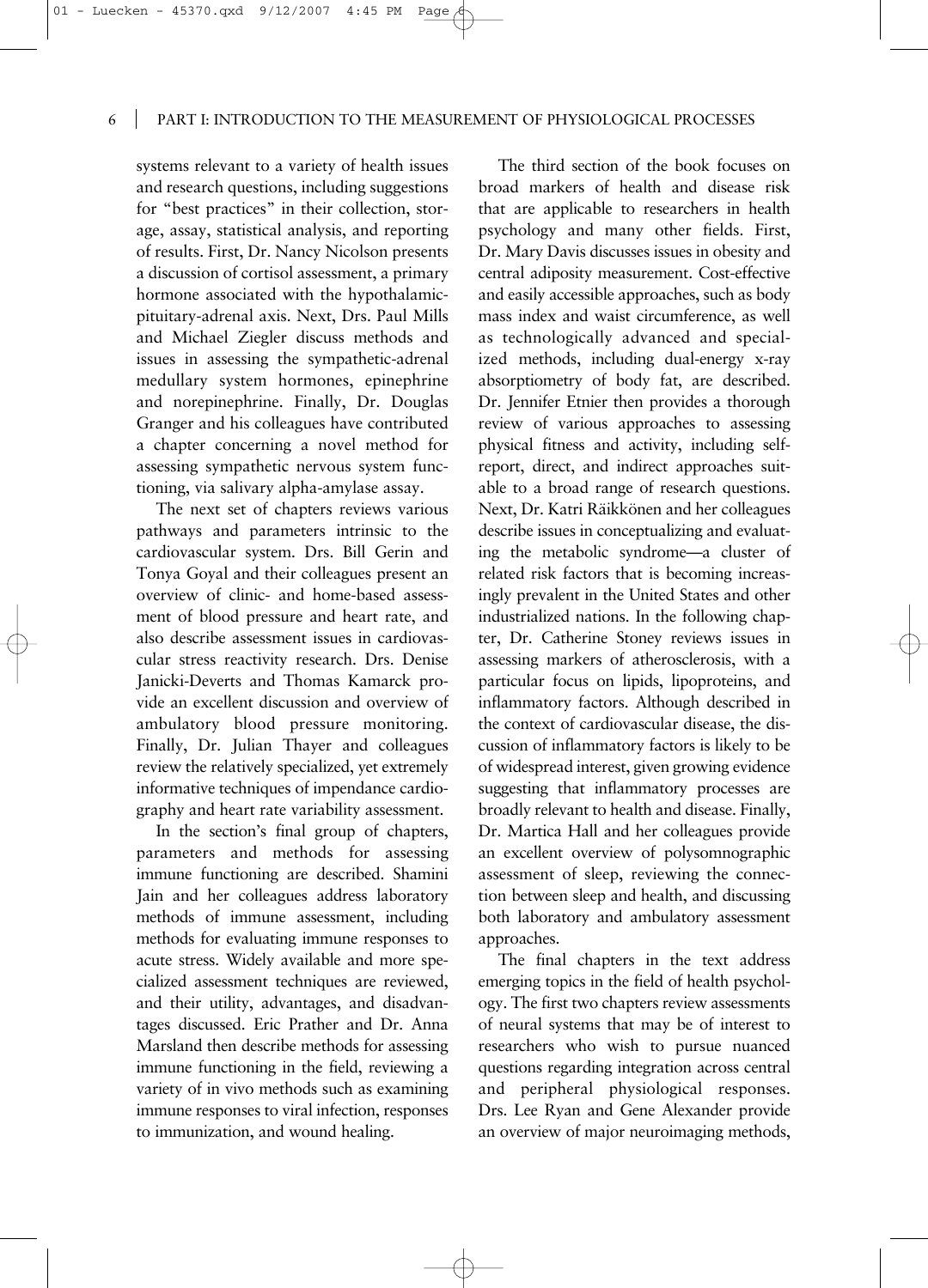systems relevant to a variety of health issues and research questions, including suggestions for "best practices" in their collection, storage, assay, statistical analysis, and reporting of results. First, Dr. Nancy Nicolson presents a discussion of cortisol assessment, a primary hormone associated with the hypothalamic-pituitary-adrenal axis. Next, Drs. Paul Mills and Michael Ziegler discuss methods and issues in assessing the sympathetic-adrenal medullary system hormones, epinephrine and norepinephrine. Finally, Dr. Douglas Granger and his colleagues have contributed a chapter concerning a novel method for assessing sympathetic nervous system functioning, via salivary alpha-amylase assay.

The next set of chapters reviews various pathways and parameters intrinsic to the cardiovascular system. Drs. Bill Gerin and Tonya Goyal and their colleagues present an overview of clinic- and home-based assessment of blood pressure and heart rate, and also describe assessment issues in cardiovascular stress reactivity research. Drs. Denise Janicki-Deverts and Thomas Kamarck provide an excellent discussion and overview of ambulatory blood pressure monitoring. Finally, Dr. Julian Thayer and colleagues review the relatively specialized, yet extremely informative techniques of impendance cardiography and heart rate variability assessment.

In the section's final group of chapters, parameters and methods for assessing immune functioning are described. Shamini Jain and her colleagues address laboratory methods of immune assessment, including methods for evaluating immune responses to acute stress. Widely available and more specialized assessment techniques are reviewed, and their utility, advantages, and disadvantages discussed. Eric Prather and Dr. Anna Marsland then describe methods for assessing immune functioning in the field, reviewing a variety of in vivo methods such as examining immune responses to viral infection, responses to immunization, and wound healing.

The third section of the book focuses on broad markers of health and disease risk that are applicable to researchers in health psychology and many other fields. First, Dr. Mary Davis discusses issues in obesity and central adiposity measurement. Cost-effective and easily accessible approaches, such as body mass index and waist circumference, as well as technologically advanced and specialized methods, including dual-energy x-ray absorptiometry of body fat, are described. Dr. Jennifer Etnier then provides a thorough review of various approaches to assessing physical fitness and activity, including self-report, direct, and indirect approaches suitable to a broad range of research questions. Next, Dr. Katri Räikkönen and her colleagues describe issues in conceptualizing and evaluating the metabolic syndrome—a cluster of related risk factors that is becoming increasingly prevalent in the United States and other industrialized nations. In the following chapter, Dr. Catherine Stoney reviews issues in assessing markers of atherosclerosis, with a particular focus on lipids, lipoproteins, and inflammatory factors. Although described in the context of cardiovascular disease, the discussion of inflammatory factors is likely to be of widespread interest, given growing evidence suggesting that inflammatory processes are broadly relevant to health and disease. Finally, Dr. Martica Hall and her colleagues provide an excellent overview of polysomnographic assessment of sleep, reviewing the connection between sleep and health, and discussing both laboratory and ambulatory assessment approaches.

The final chapters in the text address emerging topics in the field of health psychology. The first two chapters review assessments of neural systems that may be of interest to researchers who wish to pursue nuanced questions regarding integration across central and peripheral physiological responses. Drs. Lee Ryan and Gene Alexander provide an overview of major neuroimaging methods,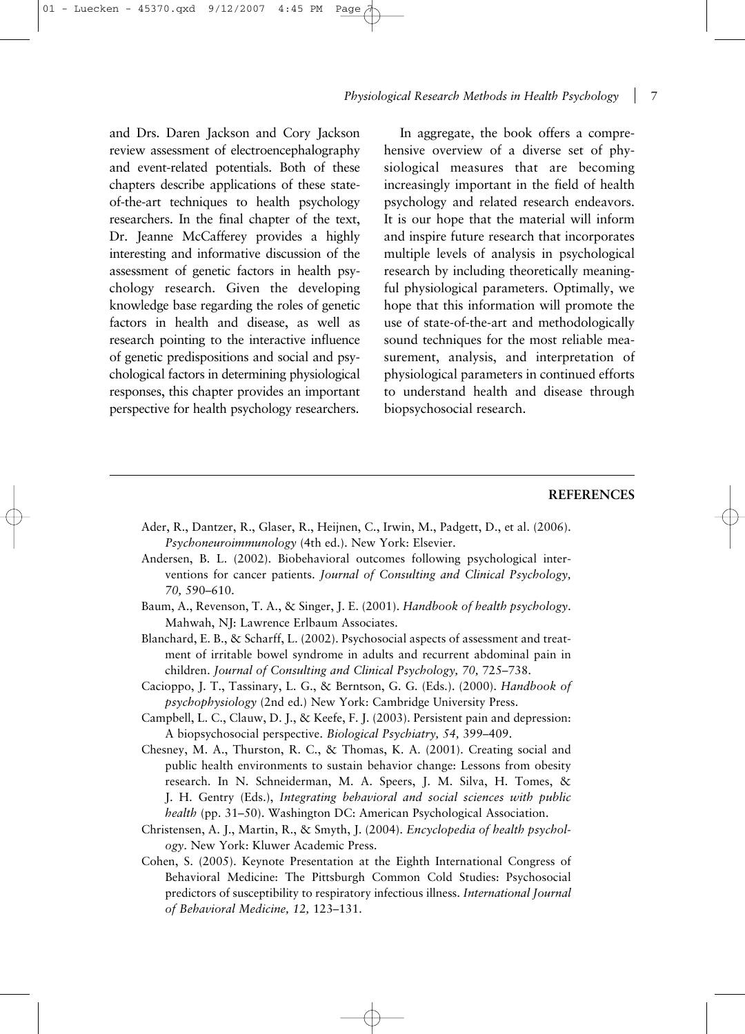and Drs. Daren Jackson and Cory Jackson review assessment of electroencephalography and event-related potentials. Both of these chapters describe applications of these state-of-the-art techniques to health psychology researchers. In the final chapter of the text, Dr. Jeanne McCafferey provides a highly interesting and informative discussion of the assessment of genetic factors in health psychology research. Given the developing knowledge base regarding the roles of genetic factors in health and disease, as well as research pointing to the interactive influence of genetic predispositions and social and psychological factors in determining physiological responses, this chapter provides an important perspective for health psychology researchers.

In aggregate, the book offers a comprehensive overview of a diverse set of physiological measures that are becoming increasingly important in the field of health psychology and related research endeavors. It is our hope that the material will inform and inspire future research that incorporates multiple levels of analysis in psychological research by including theoretically meaningful physiological parameters. Optimally, we hope that this information will promote the use of state-of-the-art and methodologically sound techniques for the most reliable measurement, analysis, and interpretation of physiological parameters in continued efforts to understand health and disease through biopsychosocial research.

## REFERENCES

Ader, R., Dantzer, R., Glaser, R., Heijnen, C., Irwin, M., Padgett, D., et al. (2006). *Psychoneuroimmunology* (4th ed.). New York: Elsevier.

Andersen, B. L. (2002). Biobehavioral outcomes following psychological interventions for cancer patients. *Journal of Consulting and Clinical Psychology, 70,* 590–610.

Baum, A., Revenson, T. A., & Singer, J. E. (2001). *Handbook of health psychology*. Mahwah, NJ: Lawrence Erlbaum Associates.

Blanchard, E. B., & Scharff, L. (2002). Psychosocial aspects of assessment and treatment of irritable bowel syndrome in adults and recurrent abdominal pain in children. *Journal of Consulting and Clinical Psychology, 70,* 725–738.

Cacioppo, J. T., Tassinary, L. G., & Berntson, G. G. (Eds.). (2000). *Handbook of psychophysiology* (2nd ed.) New York: Cambridge University Press.

Campbell, L. C., Clauw, D. J., & Keefe, F. J. (2003). Persistent pain and depression: A biopsychosocial perspective. *Biological Psychiatry, 54,* 399–409.

Chesney, M. A., Thurston, R. C., & Thomas, K. A. (2001). Creating social and public health environments to sustain behavior change: Lessons from obesity research. In N. Schneiderman, M. A. Speers, J. M. Silva, H. Tomes, & J. H. Gentry (Eds.), *Integrating behavioral and social sciences with public health* (pp. 31–50). Washington DC: American Psychological Association.

Christensen, A. J., Martin, R., & Smyth, J. (2004). *Encyclopedia of health psychology*. New York: Kluwer Academic Press.

Cohen, S. (2005). Keynote Presentation at the Eighth International Congress of Behavioral Medicine: The Pittsburgh Common Cold Studies: Psychosocial predictors of susceptibility to respiratory infectious illness. *International Journal of Behavioral Medicine, 12,* 123–131.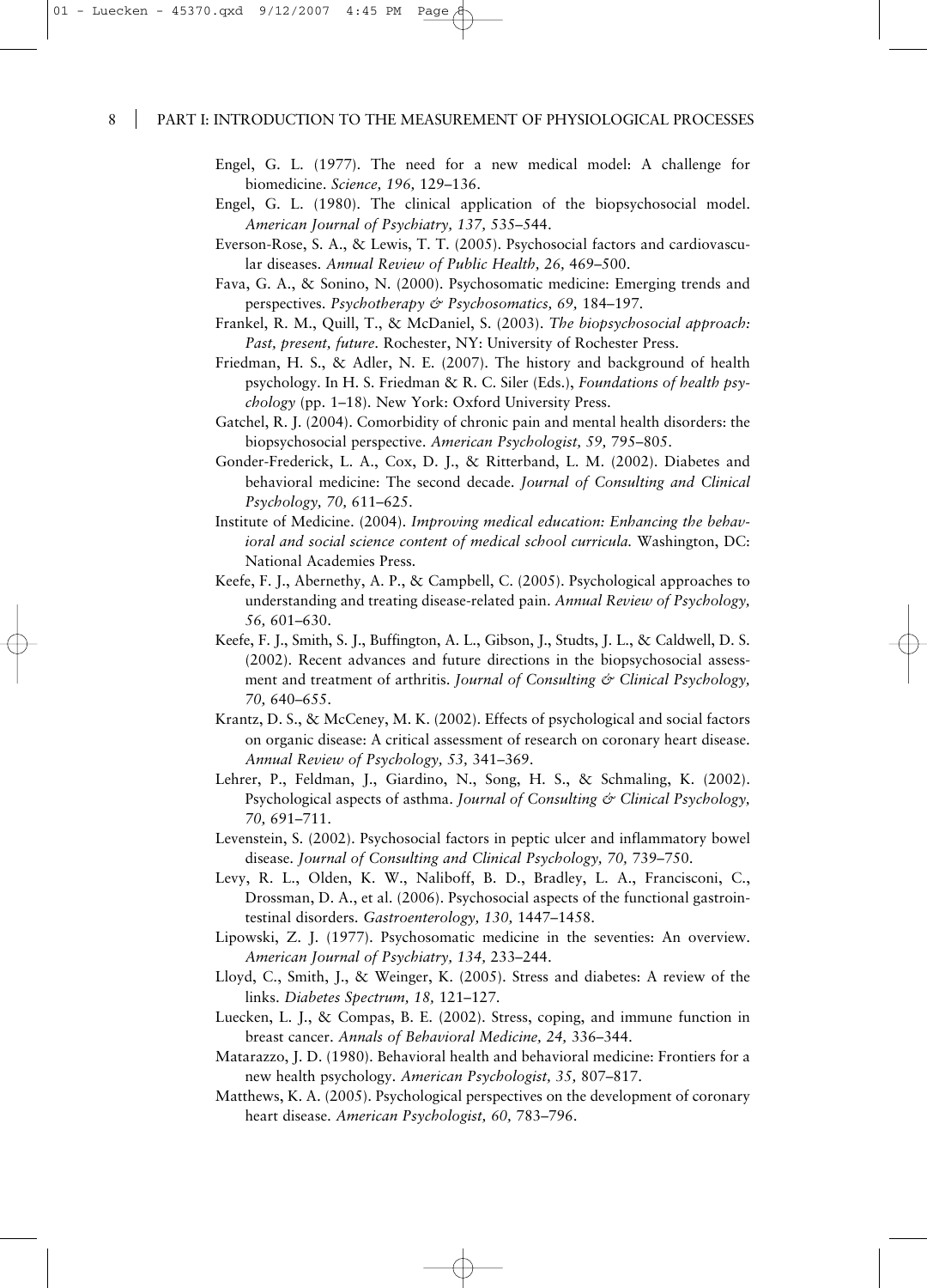Engel, G. L. (1977). The need for a new medical model: A challenge for biomedicine. *Science, 196,* 129–136.

Engel, G. L. (1980). The clinical application of the biopsychosocial model. *American Journal of Psychiatry, 137,* 535–544.

Everson-Rose, S. A., & Lewis, T. T. (2005). Psychosocial factors and cardiovascular diseases. *Annual Review of Public Health, 26,* 469–500.

Fava, G. A., & Sonino, N. (2000). Psychosomatic medicine: Emerging trends and perspectives. *Psychotherapy & Psychosomatics, 69,* 184–197.

Frankel, R. M., Quill, T., & McDaniel, S. (2003). *The biopsychosocial approach: Past, present, future.* Rochester, NY: University of Rochester Press.

Friedman, H. S., & Adler, N. E. (2007). The history and background of health psychology. In H. S. Friedman & R. C. Siler (Eds.), *Foundations of health psychology* (pp. 1–18). New York: Oxford University Press.

Gatchel, R. J. (2004). Comorbidity of chronic pain and mental health disorders: the biopsychosocial perspective. *American Psychologist, 59,* 795–805.

Gonder-Frederick, L. A., Cox, D. J., & Ritterband, L. M. (2002). Diabetes and behavioral medicine: The second decade. *Journal of Consulting and Clinical Psychology, 70,* 611–625.

Institute of Medicine. (2004). *Improving medical education: Enhancing the behavioral and social science content of medical school curricula.* Washington, DC: National Academies Press.

Keefe, F. J., Abernethy, A. P., & Campbell, C. (2005). Psychological approaches to understanding and treating disease-related pain. *Annual Review of Psychology, 56,* 601–630.

Keefe, F. J., Smith, S. J., Buffington, A. L., Gibson, J., Studts, J. L., & Caldwell, D. S. (2002). Recent advances and future directions in the biopsychosocial assessment and treatment of arthritis. *Journal of Consulting & Clinical Psychology, 70,* 640–655.

Krantz, D. S., & McCeney, M. K. (2002). Effects of psychological and social factors on organic disease: A critical assessment of research on coronary heart disease. *Annual Review of Psychology, 53,* 341–369.

Lehrer, P., Feldman, J., Giardino, N., Song, H. S., & Schmaling, K. (2002). Psychological aspects of asthma. *Journal of Consulting & Clinical Psychology, 70,* 691–711.

Levenstein, S. (2002). Psychosocial factors in peptic ulcer and inflammatory bowel disease. *Journal of Consulting and Clinical Psychology, 70,* 739–750.

Levy, R. L., Olden, K. W., Naliboff, B. D., Bradley, L. A., Francisconi, C., Drossman, D. A., et al. (2006). Psychosocial aspects of the functional gastrointestinal disorders. *Gastroenterology, 130,* 1447–1458.

Lipowski, Z. J. (1977). Psychosomatic medicine in the seventies: An overview. *American Journal of Psychiatry, 134,* 233–244.

Lloyd, C., Smith, J., & Weinger, K. (2005). Stress and diabetes: A review of the links. *Diabetes Spectrum, 18,* 121–127.

Luecken, L. J., & Compas, B. E. (2002). Stress, coping, and immune function in breast cancer. *Annals of Behavioral Medicine, 24,* 336–344.

Matarazzo, J. D. (1980). Behavioral health and behavioral medicine: Frontiers for a new health psychology. *American Psychologist, 35,* 807–817.

Matthews, K. A. (2005). Psychological perspectives on the development of coronary heart disease. *American Psychologist, 60,* 783–796.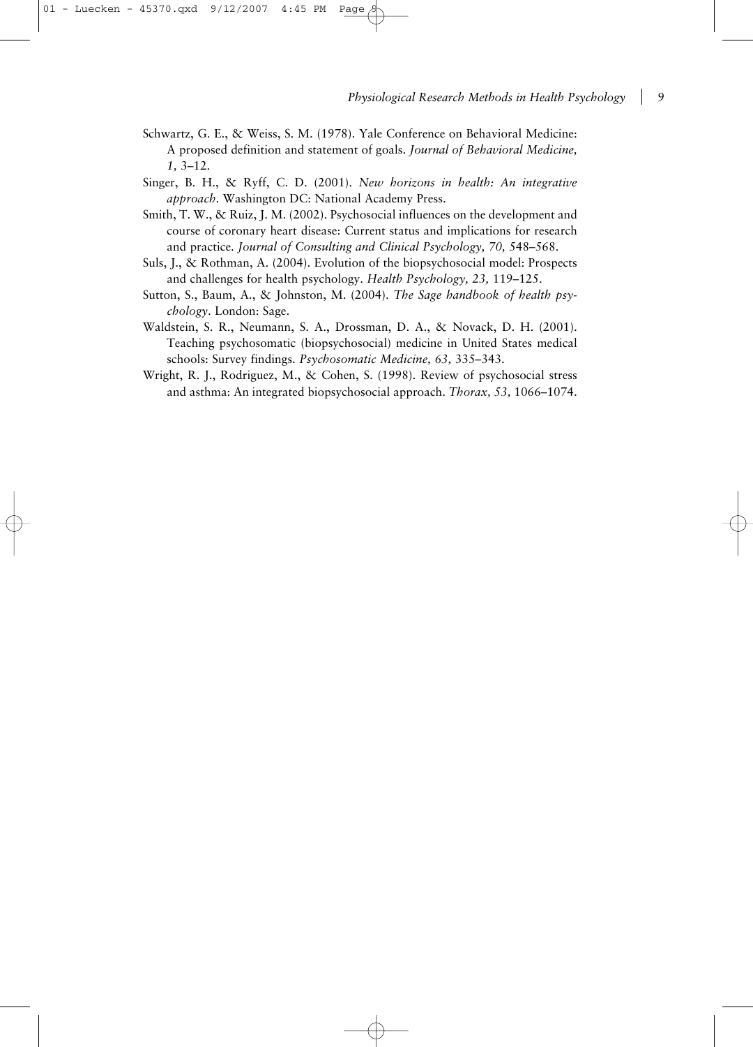Schwartz, G. E., & Weiss, S. M. (1978). Yale Conference on Behavioral Medicine: A proposed definition and statement of goals. *Journal of Behavioral Medicine, 1,* 3–12.

Singer, B. H., & Ryff, C. D. (2001). *New horizons in health: An integrative approach*. Washington DC: National Academy Press.

Smith, T. W., & Ruiz, J. M. (2002). Psychosocial influences on the development and course of coronary heart disease: Current status and implications for research and practice. *Journal of Consulting and Clinical Psychology, 70,* 548–568.

Suls, J., & Rothman, A. (2004). Evolution of the biopsychosocial model: Prospects and challenges for health psychology. *Health Psychology, 23,* 119–125.

Sutton, S., Baum, A., & Johnston, M. (2004). *The Sage handbook of health psychology*. London: Sage.

Waldstein, S. R., Neumann, S. A., Drossman, D. A., & Novack, D. H. (2001). Teaching psychosomatic (biopsychosocial) medicine in United States medical schools: Survey findings. *Psychosomatic Medicine, 63,* 335–343.

Wright, R. J., Rodriguez, M., & Cohen, S. (1998). Review of psychosocial stress and asthma: An integrated biopsychosocial approach. *Thorax, 53,* 1066–1074.